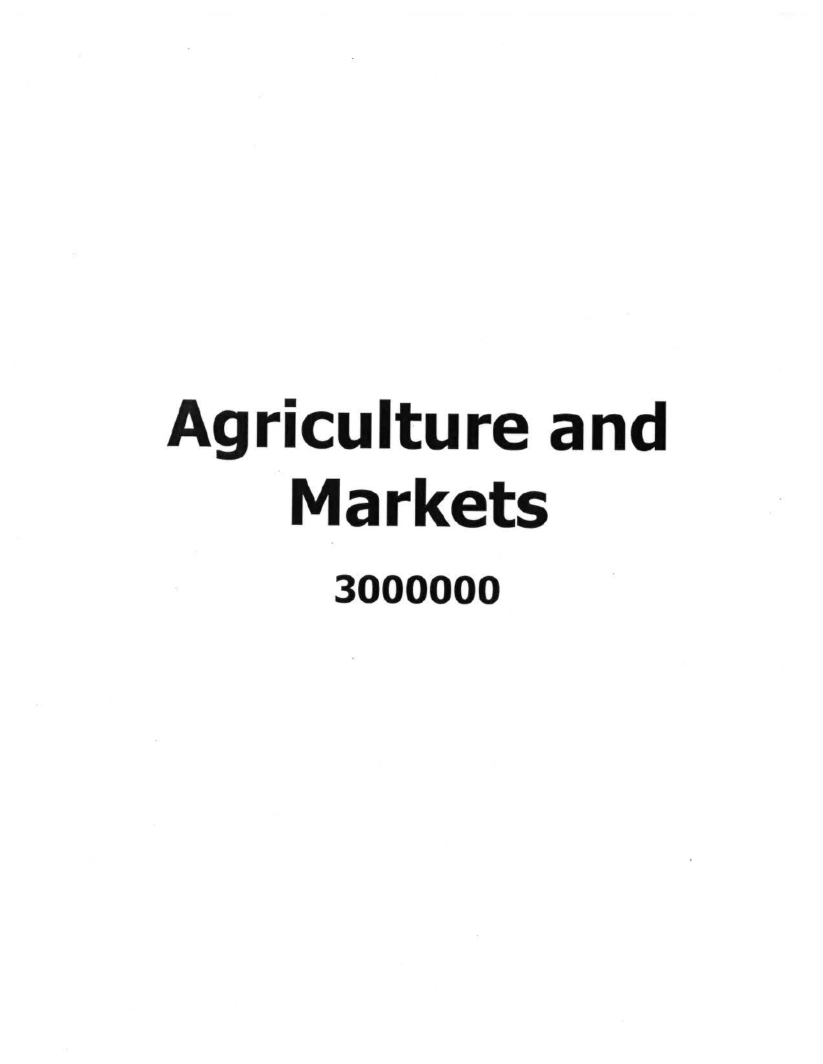# Agriculture and Markets

**3000000**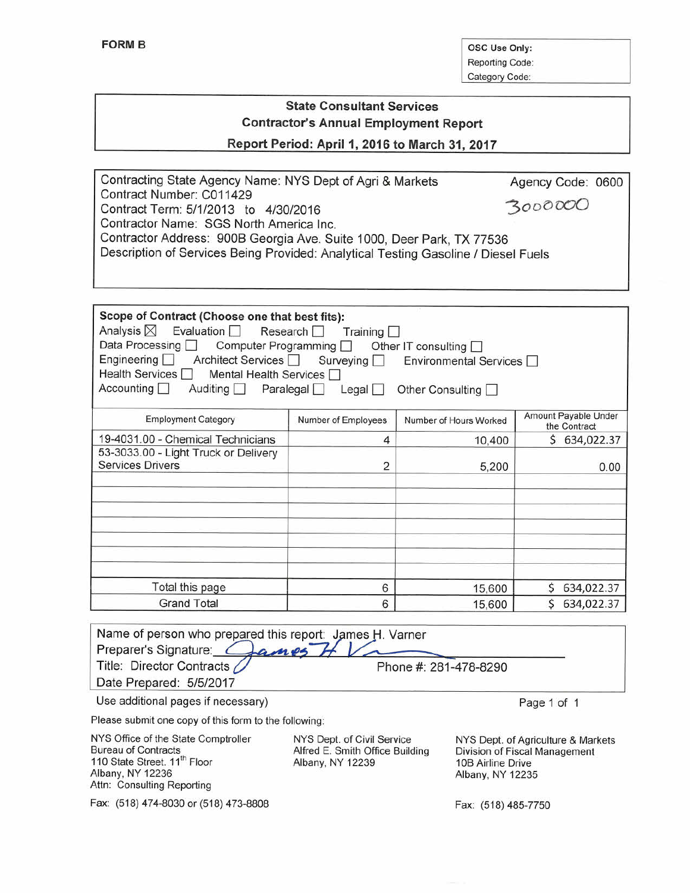**FORM B**

| OSC Use Only: |
|---|
| Reporting Code: |
| Category Code: |

## State Consultant Services
## Contractor's Annual Employment Report
## Report Period: April 1, 2016 to March 31, 2017

Contracting State Agency Name: NYS Dept of Agri & Markets — Agency Code: 0600

Contract Number: C011429 — 3000000

Contract Term: 5/1/2013 to 4/30/2016

Contractor Name: SGS North America Inc.

Contractor Address: 900B Georgia Ave. Suite 1000, Deer Park, TX 77536

Description of Services Being Provided: Analytical Testing Gasoline / Diesel Fuels

**Scope of Contract (Choose one that best fits):**

Analysis ☒ Evaluation ☐ Research ☐ Training ☐
Data Processing ☐ Computer Programming ☐ Other IT consulting ☐
Engineering ☐ Architect Services ☐ Surveying ☐ Environmental Services ☐
Health Services ☐ Mental Health Services ☐
Accounting ☐ Auditing ☐ Paralegal ☐ Legal ☐ Other Consulting ☐

| Employment Category | Number of Employees | Number of Hours Worked | Amount Payable Under the Contract |
|---|---|---|---|
| 19-4031.00 - Chemical Technicians | 4 | 10,400 | $ 634,022.37 |
| 53-3033.00 - Light Truck or Delivery Services Drivers | 2 | 5,200 | 0.00 |
| | | | |
| | | | |
| | | | |
| | | | |
| | | | |
| | | | |
| | | | |
| Total this page | 6 | 15,600 | $ 634,022.37 |
| Grand Total | 6 | 15,600 | $ 634,022.37 |

Name of person who prepared this report: James H. Varner

Preparer's Signature: James H Va

Title: Director Contracts — Phone #: 281-478-8290

Date Prepared: 5/5/2017

Use additional pages if necessary)

Please submit one copy of this form to the following:

NYS Office of the State Comptroller
Bureau of Contracts
110 State Street, 11th Floor
Albany, NY 12236
Attn: Consulting Reporting

Fax: (518) 474-8030 or (518) 473-8808

NYS Dept. of Civil Service
Alfred E. Smith Office Building
Albany, NY 12239

NYS Dept. of Agriculture & Markets
Division of Fiscal Management
10B Airline Drive
Albany, NY 12235

Fax: (518) 485-7750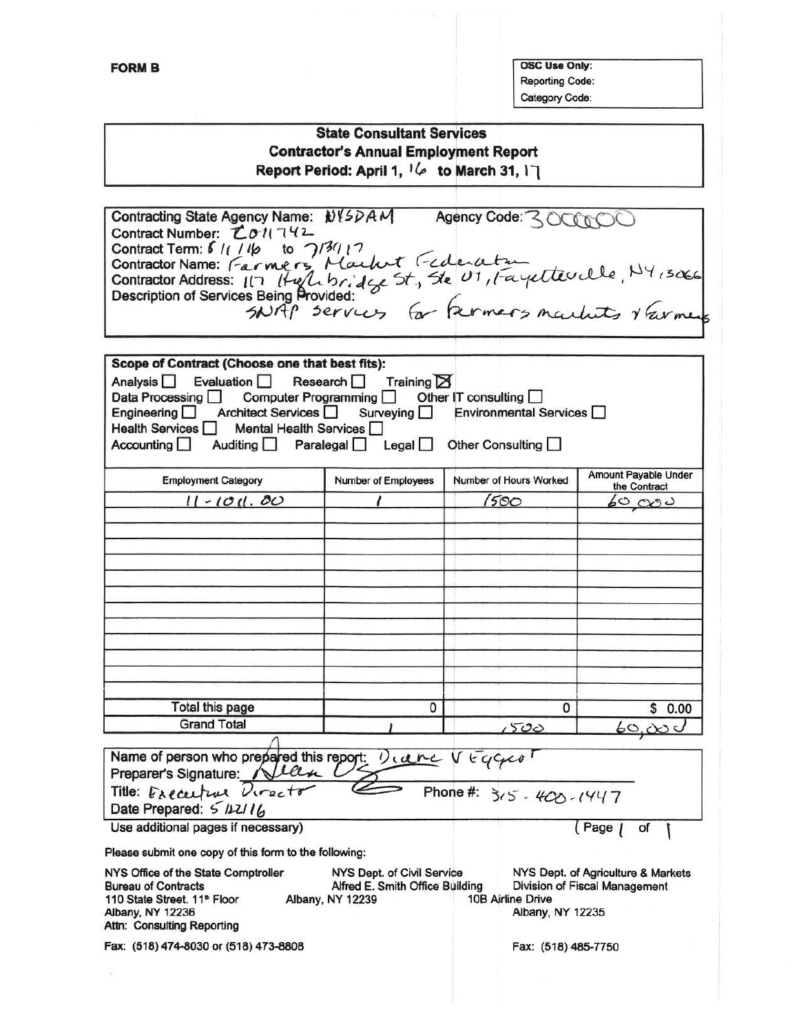**FORM B**

| OSC Use Only: |
|---|
| Reporting Code: |
| Category Code: |

## State Consultant Services
## Contractor's Annual Employment Report
### Report Period: April 1, 16 to March 31, 17

Contracting State Agency Name: NYSDAM Agency Code: 3000000
Contract Number: C011742
Contract Term: 6/1/16 to 7/31/17
Contractor Name: Farmers Market Federation
Contractor Address: 117 Highbridge St, Ste U1, Fayetteville, NY, 13066
Description of Services Being Provided:
SNAP services for farmers markets & farmers

**Scope of Contract (Choose one that best fits):**

Analysis ☐ Evaluation ☐ Research ☐ Training ☒
Data Processing ☐ Computer Programming ☐ Other IT consulting ☐
Engineering ☐ Architect Services ☐ Surveying ☐ Environmental Services ☐
Health Services ☐ Mental Health Services ☐
Accounting ☐ Auditing ☐ Paralegal ☐ Legal ☐ Other Consulting ☐

| Employment Category | Number of Employees | Number of Hours Worked | Amount Payable Under the Contract |
|---|---|---|---|
| 11-1011.00 | 1 | 1500 | 60,000 |
| | | | |
| | | | |
| | | | |
| | | | |
| | | | |
| | | | |
| | | | |
| | | | |
| | | | |
| | | | |
| | | | |
| Total this page | 0 | 0 | $ 0.00 |
| Grand Total | 1 | 1500 | 60,000 |

Name of person who prepared this report: Diane V Eggert
Preparer's Signature: [signature]
Title: Executive Director Phone #: 315-400-1447
Date Prepared: 5/22/16

Use additional pages if necessary) (Page 1 of 1

Please submit one copy of this form to the following:

NYS Office of the State Comptroller
Bureau of Contracts
110 State Street, 11th Floor
Albany, NY 12236
Attn: Consulting Reporting

NYS Dept. of Civil Service
Alfred E. Smith Office Building
Albany, NY 12239

NYS Dept. of Agriculture & Markets
Division of Fiscal Management
10B Airline Drive
Albany, NY 12235

Fax: (518) 474-8030 or (518) 473-8808

Fax: (518) 485-7750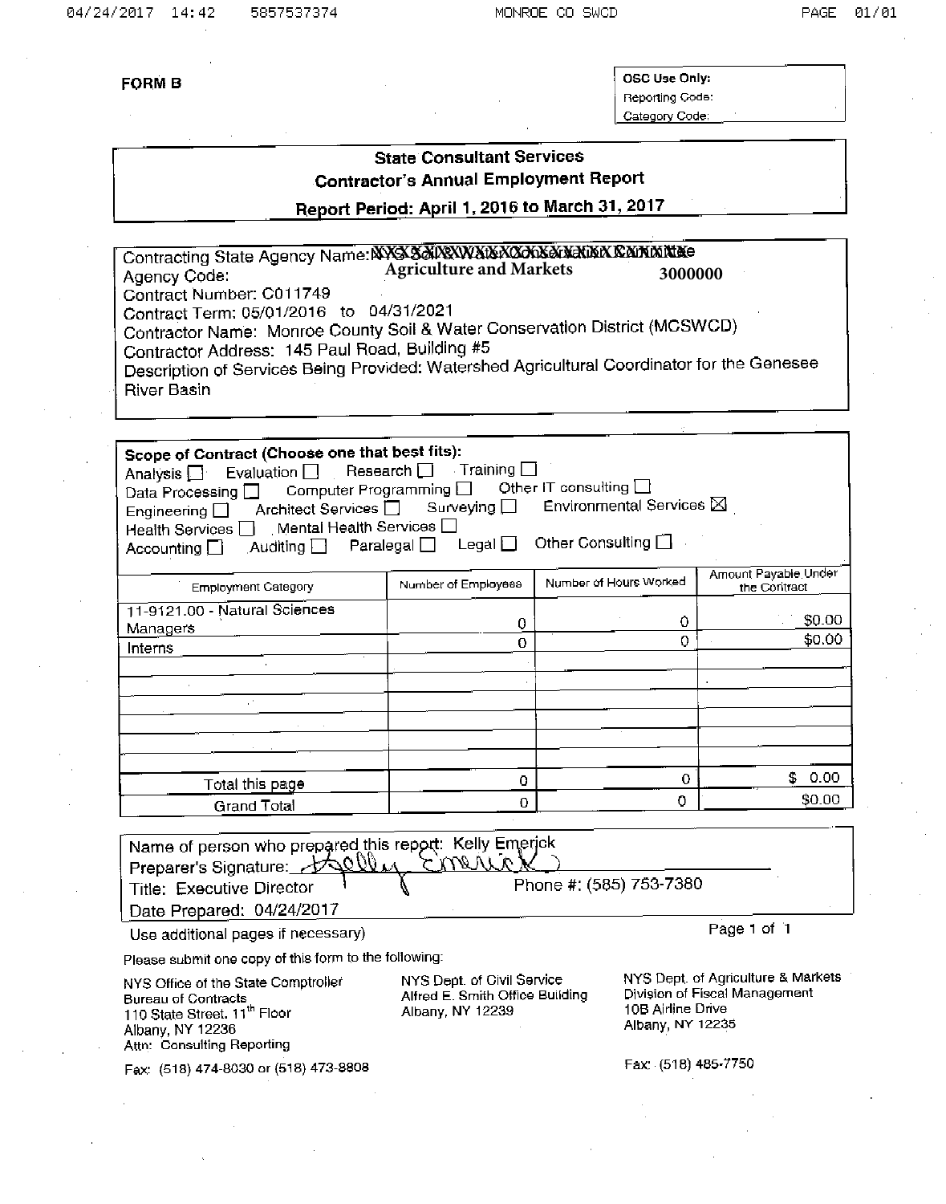**FORM B**

| OSC Use Only: |
|---|
| Reporting Code: |
| Category Code: |

## State Consultant Services
## Contractor's Annual Employment Report
## Report Period: April 1, 2016 to March 31, 2017

Contracting State Agency Name: ~~NYS Soil & Water Conservation Committee~~ Agriculture and Markets
Agency Code: 3000000
Contract Number: C011749
Contract Term: 05/01/2016 to 04/31/2021
Contractor Name: Monroe County Soil & Water Conservation District (MCSWCD)
Contractor Address: 145 Paul Road, Building #5
Description of Services Being Provided: Watershed Agricultural Coordinator for the Genesee River Basin

**Scope of Contract (Choose one that best fits):**
Analysis ☐ Evaluation ☐ Research ☐ Training ☐
Data Processing ☐ Computer Programming ☐ Other IT consulting ☐
Engineering ☐ Architect Services ☐ Surveying ☐ Environmental Services ☒
Health Services ☐ Mental Health Services ☐
Accounting ☐ Auditing ☐ Paralegal ☐ Legal ☐ Other Consulting ☐

| Employment Category | Number of Employees | Number of Hours Worked | Amount Payable Under the Contract |
|---|---|---|---|
| 11-9121.00 - Natural Sciences Managers | 0 | 0 | $0.00 |
| Interns | 0 | 0 | $0.00 |
| | | | |
| | | | |
| | | | |
| | | | |
| | | | |
| Total this page | 0 | 0 | $ 0.00 |
| Grand Total | 0 | 0 | $0.00 |

Name of person who prepared this report: Kelly Emerick
Preparer's Signature: *Kelly Emerick*
Title: Executive Director Phone #: (585) 753-7380
Date Prepared: 04/24/2017

Use additional pages if necessary)

Please submit one copy of this form to the following:

NYS Office of the State Comptroller
Bureau of Contracts
110 State Street, 11th Floor
Albany, NY 12236
Attn: Consulting Reporting

Fax: (518) 474-8030 or (518) 473-8808

NYS Dept. of Civil Service
Alfred E. Smith Office Building
Albany, NY 12239

NYS Dept. of Agriculture & Markets
Division of Fiscal Management
10B Airline Drive
Albany, NY 12235

Fax: (518) 485-7750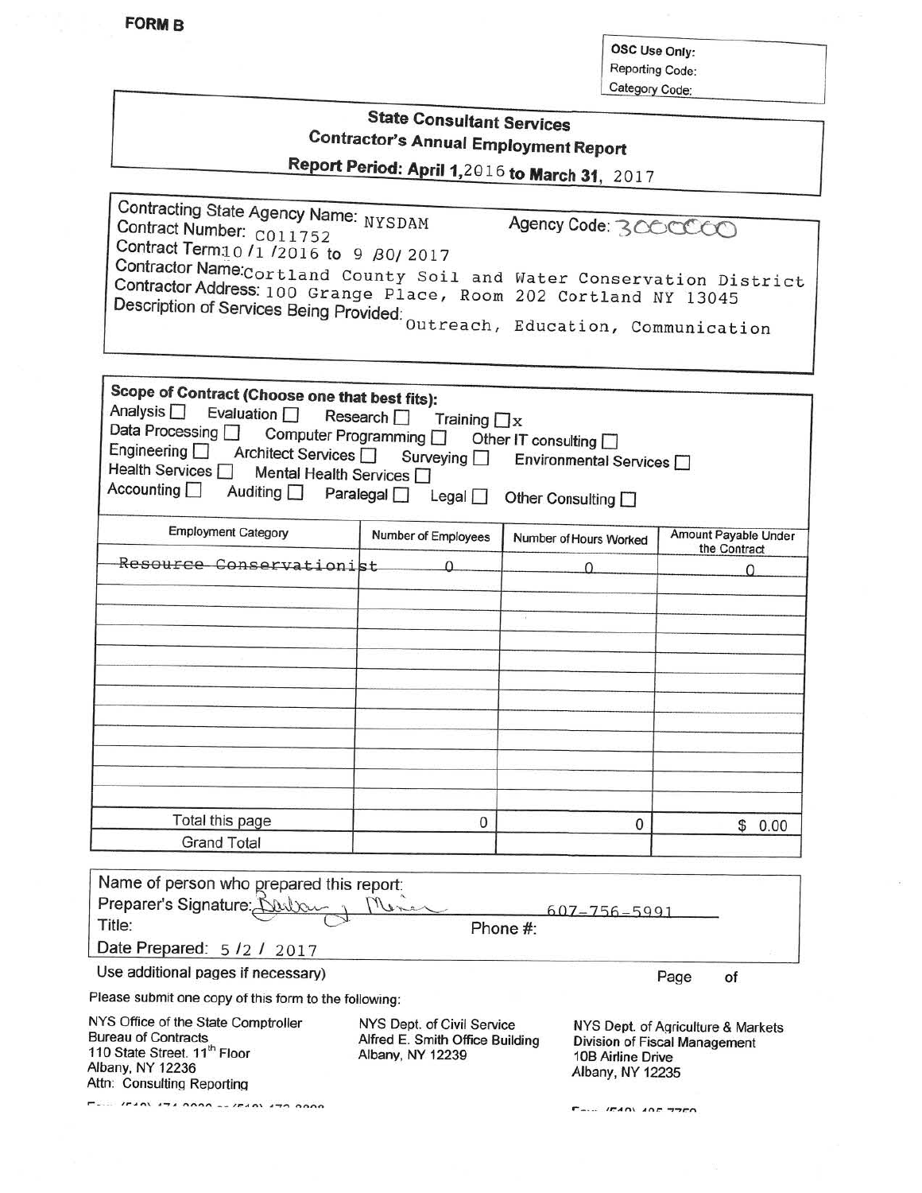**FORM B**

| OSC Use Only: |
|---|
| Reporting Code: |
| Category Code: |

## State Consultant Services
### Contractor's Annual Employment Report
### Report Period: April 1, 2016 to March 31, 2017

Contracting State Agency Name: NYSDAM Agency Code: 3000000
Contract Number: C011752
Contract Term: 10 /1 /2016 to 9 /30/ 2017
Contractor Name: Cortland County Soil and Water Conservation District
Contractor Address: 100 Grange Place, Room 202 Cortland NY 13045
Description of Services Being Provided: Outreach, Education, Communication

**Scope of Contract (Choose one that best fits):**

Analysis ☐ Evaluation ☐ Research ☐ Training ☒
Data Processing ☐ Computer Programming ☐ Other IT consulting ☐
Engineering ☐ Architect Services ☐ Surveying ☐ Environmental Services ☐
Health Services ☐ Mental Health Services ☐
Accounting ☐ Auditing ☐ Paralegal ☐ Legal ☐ Other Consulting ☐

| Employment Category | Number of Employees | Number of Hours Worked | Amount Payable Under the Contract |
|---|---|---|---|
| Resource Conservationist | 0 | 0 | 0 |
| | | | |
| | | | |
| | | | |
| | | | |
| | | | |
| | | | |
| | | | |
| | | | |
| | | | |
| | | | |
| | | | |
| | | | |
| Total this page | 0 | 0 | $ 0.00 |
| Grand Total | | | |

Name of person who prepared this report:
Preparer's Signature: [signature]
Title:
Phone #: 607-756-5991
Date Prepared: 5 /2 / 2017

Use additional pages if necessary)

Page of

Please submit one copy of this form to the following:

NYS Office of the State Comptroller
Bureau of Contracts
110 State Street, 11th Floor
Albany, NY 12236
Attn: Consulting Reporting

NYS Dept. of Civil Service
Alfred E. Smith Office Building
Albany, NY 12239

NYS Dept. of Agriculture & Markets
Division of Fiscal Management
10B Airline Drive
Albany, NY 12235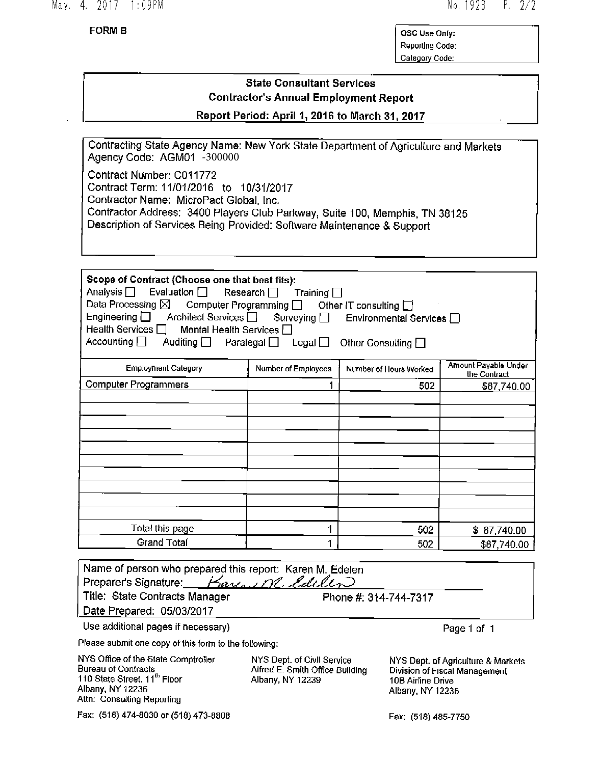**FORM B**

| OSC Use Only: |
|---|
| Reporting Code: |
| Category Code: |

## State Consultant Services
## Contractor's Annual Employment Report
## Report Period: April 1, 2016 to March 31, 2017

Contracting State Agency Name: New York State Department of Agriculture and Markets
Agency Code: AGM01 -300000

Contract Number: C011772
Contract Term: 11/01/2016 to 10/31/2017
Contractor Name: MicroPact Global, Inc.
Contractor Address: 3400 Players Club Parkway, Suite 100, Memphis, TN 38125
Description of Services Being Provided: Software Maintenance & Support

**Scope of Contract (Choose one that best fits):**
Analysis ☐ Evaluation ☐ Research ☐ Training ☐
Data Processing ☒ Computer Programming ☐ Other IT consulting ☐
Engineering ☐ Architect Services ☐ Surveying ☐ Environmental Services ☐
Health Services ☐ Mental Health Services ☐
Accounting ☐ Auditing ☐ Paralegal ☐ Legal ☐ Other Consulting ☐

| Employment Category | Number of Employees | Number of Hours Worked | Amount Payable Under the Contract |
|---|---|---|---|
| Computer Programmers | 1 | 502 | $87,740.00 |
| | | | |
| | | | |
| | | | |
| | | | |
| | | | |
| | | | |
| | | | |
| | | | |
| | | | |
| | | | |
| Total this page | 1 | 502 | $ 87,740.00 |
| Grand Total | 1 | 502 | $87,740.00 |

Name of person who prepared this report: Karen M. Edelen
Preparer's Signature: Karen M. Edelen
Title: State Contracts Manager  Phone #: 314-744-7317
Date Prepared: 05/03/2017

Use additional pages if necessary)

Page 1 of 1

Please submit one copy of this form to the following:

NYS Office of the State Comptroller
Bureau of Contracts
110 State Street, 11th Floor
Albany, NY 12236
Attn: Consulting Reporting

Fax: (518) 474-8030 or (518) 473-8808

NYS Dept. of Civil Service
Alfred E. Smith Office Building
Albany, NY 12239

NYS Dept. of Agriculture & Markets
Division of Fiscal Management
10B Airline Drive
Albany, NY 12235

Fax: (518) 485-7750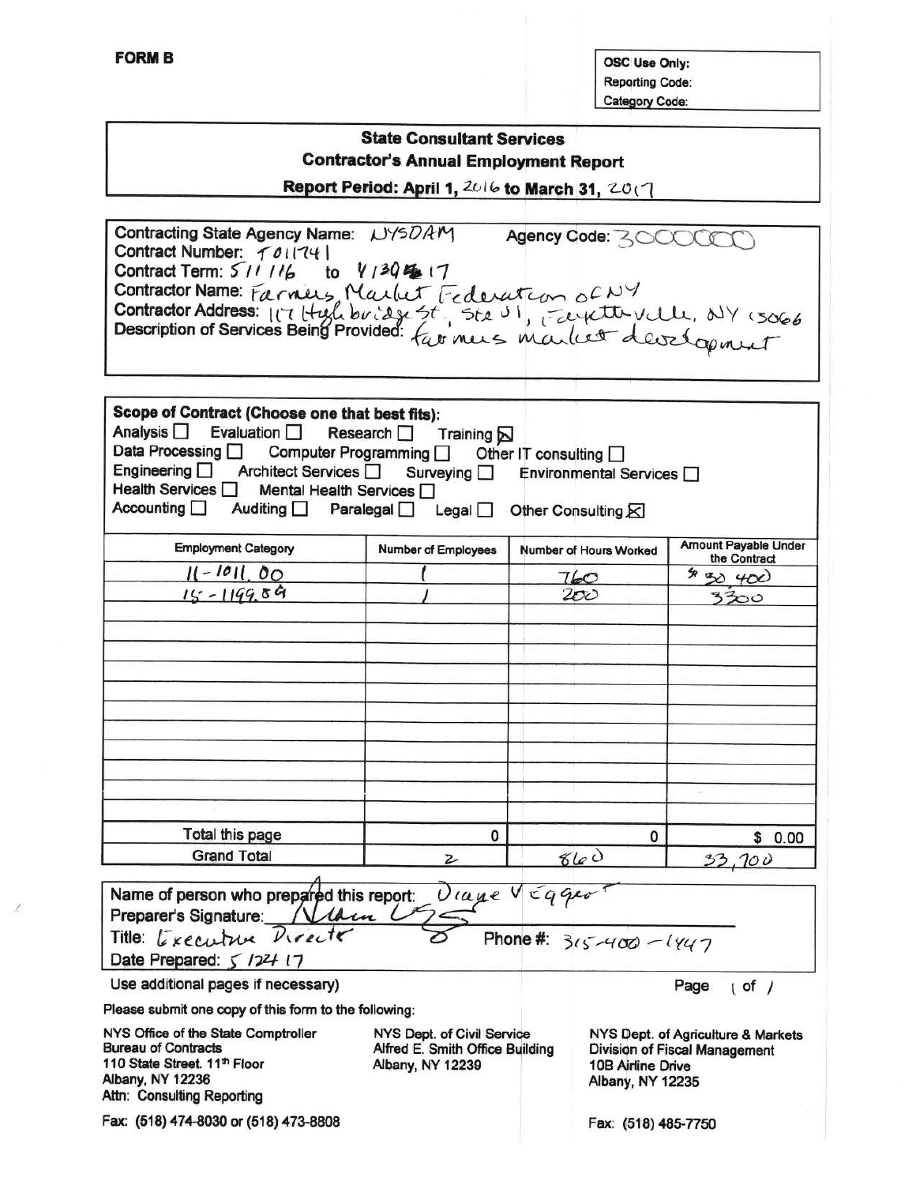**FORM B**

OSC Use Only:
Reporting Code:
Category Code:

## State Consultant Services
## Contractor's Annual Employment Report
**Report Period: April 1, 2016 to March 31, 2017**

Contracting State Agency Name: NYSDAM Agency Code: 3000000
Contract Number: T011741
Contract Term: 5/1/16 to 4/30/17
Contractor Name: Farmers Market Federation of NY
Contractor Address: 117 Highbridge St, Ste U1, Fayetteville, NY 13066
Description of Services Being Provided: farmers market development

**Scope of Contract (Choose one that best fits):**
Analysis ☐ Evaluation ☐ Research ☐ Training ☒
Data Processing ☐ Computer Programming ☐ Other IT consulting ☐
Engineering ☐ Architect Services ☐ Surveying ☐ Environmental Services ☐
Health Services ☐ Mental Health Services ☐
Accounting ☐ Auditing ☐ Paralegal ☐ Legal ☐ Other Consulting ☒

| Employment Category | Number of Employees | Number of Hours Worked | Amount Payable Under the Contract |
|---|---|---|---|
| 11-1011.00 | 1 | 760 | $ 30,400 |
| 15-1199.89 | 1 | 200 | 3300 |
| | | | |
| | | | |
| | | | |
| | | | |
| | | | |
| | | | |
| | | | |
| | | | |
| | | | |
| | | | |
| Total this page | 0 | 0 | $ 0.00 |
| Grand Total | 2 | 860 | 33,700 |

Name of person who prepared this report: Diane V Eggert
Preparer's Signature: [signature]
Title: Executive Director Phone #: 315-400-1447
Date Prepared: 5/24/17

Use additional pages if necessary)

Page 1 of 1

Please submit one copy of this form to the following:

NYS Office of the State Comptroller
Bureau of Contracts
110 State Street, 11th Floor
Albany, NY 12236
Attn: Consulting Reporting
Fax: (518) 474-8030 or (518) 473-8808

NYS Dept. of Civil Service
Alfred E. Smith Office Building
Albany, NY 12239

NYS Dept. of Agriculture & Markets
Division of Fiscal Management
10B Airline Drive
Albany, NY 12235
Fax: (518) 485-7750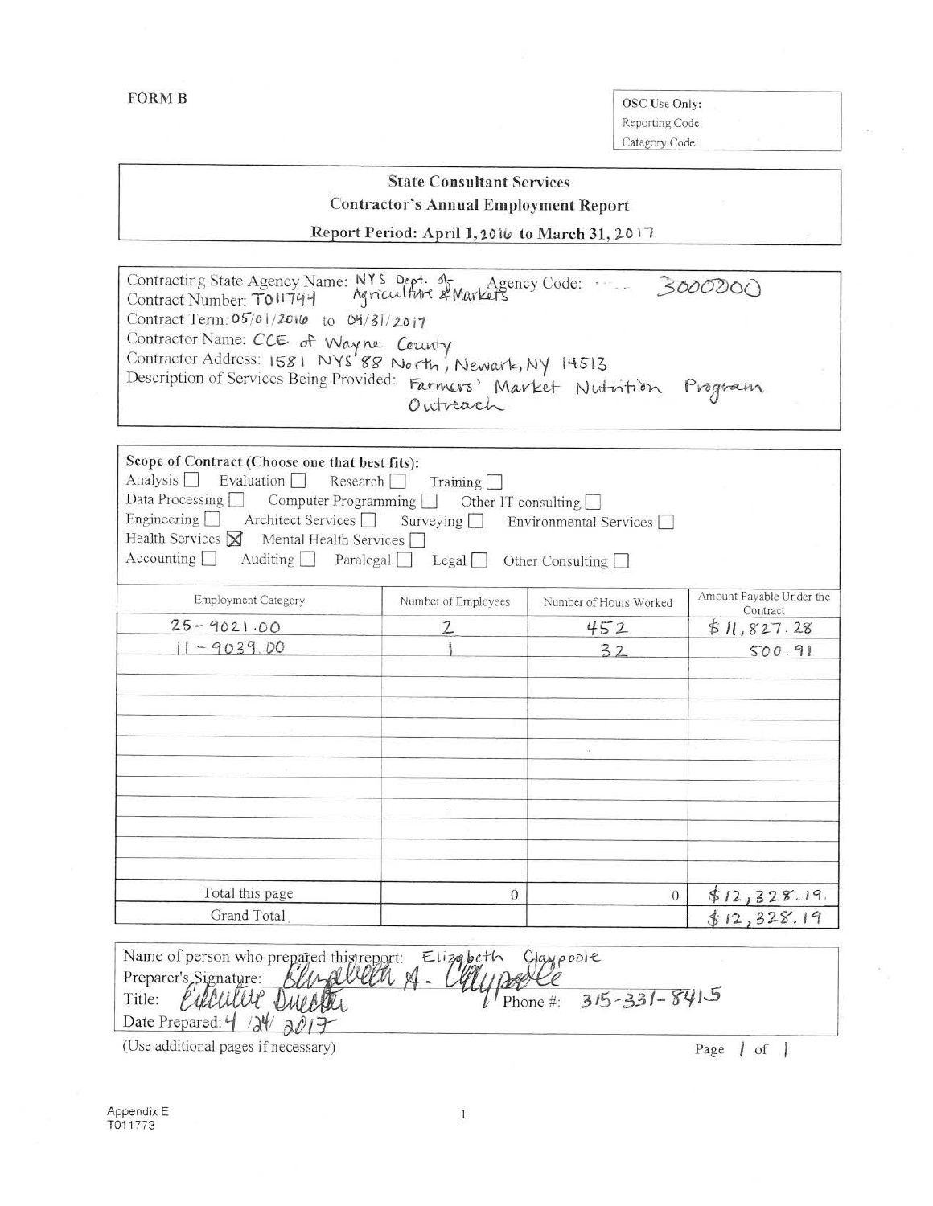FORM B

| OSC Use Only: |
|---|
| Reporting Code: |
| Category Code: |

## State Consultant Services
### Contractor's Annual Employment Report
**Report Period: April 1, 2016 to March 31, 2017**

Contracting State Agency Name: NYS Dept. of Agriculture & Markets Agency Code: 3000000
Contract Number: T011744
Contract Term: 05/01/2016 to 04/31/2017
Contractor Name: CCE of Wayne County
Contractor Address: 1581 NYS 88 North, Newark, NY 14513
Description of Services Being Provided: Farmers' Market Nutrition Program Outreach

**Scope of Contract (Choose one that best fits):**
Analysis ☐ Evaluation ☐ Research ☐ Training ☐
Data Processing ☐ Computer Programming ☐ Other IT consulting ☐
Engineering ☐ Architect Services ☐ Surveying ☐ Environmental Services ☐
Health Services ☒ Mental Health Services ☐
Accounting ☐ Auditing ☐ Paralegal ☐ Legal ☐ Other Consulting ☐

| Employment Category | Number of Employees | Number of Hours Worked | Amount Payable Under the Contract |
|---|---|---|---|
| 25-9021.00 | 2 | 452 | $11,827.28 |
| 11-9039.00 | 1 | 32 | 500.91 |
| | | | |
| Total this page | 0 | 0 | $12,328.19 |
| Grand Total | | | $12,328.19 |

Name of person who prepared this report: Elizabeth Claypoole
Preparer's Signature: Elizabeth A. Claypoole
Title: Executive Director Phone #: 315-331-8415
Date Prepared: 4/24/2017

(Use additional pages if necessary)

Page 1 of 1

Appendix E
T011773